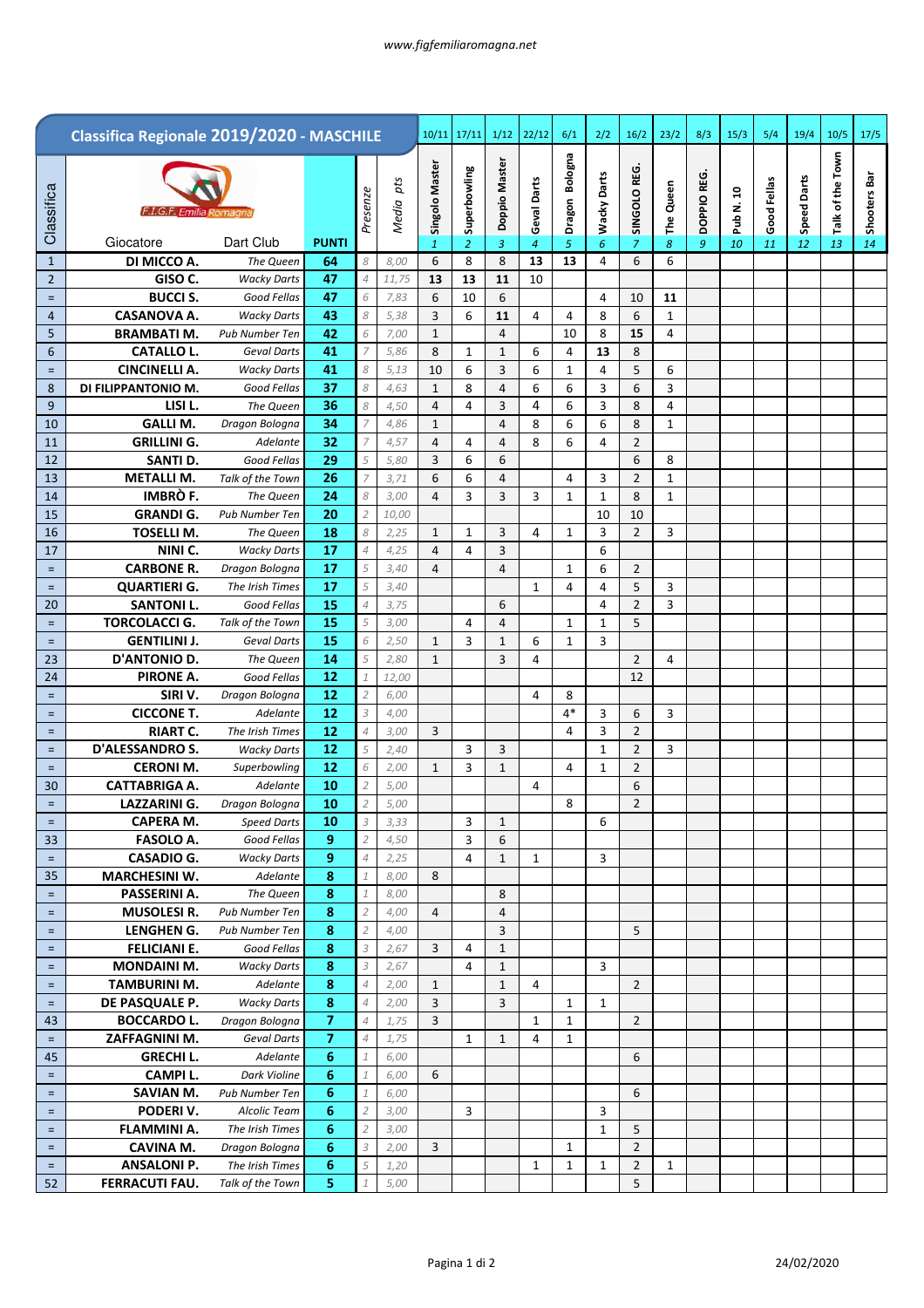## Classifica Regionale 2019/2020 - MASCHILE

| Classifica | Giocatore | Dart Club | PUNTI | Presenze | Media pts | 10/11 Singolo Master 1 | 17/11 Superbowling 2 | 1/12 Doppio Master 3 | 22/12 Geval Darts 4 | 6/1 Dragon Bologna 5 | 2/2 Wacky Darts 6 | 16/2 SINGOLO REG. 7 | 23/2 The Queen 8 | 8/3 DOPPIO REG. 9 | 15/3 Pub N. 10 10 | 5/4 Good Fellas 11 | 19/4 Speed Darts 12 | 10/5 Talk of the Town 13 | 17/5 Shooters Bar 14 |
|---|---|---|---|---|---|---|---|---|---|---|---|---|---|---|---|---|---|---|---|
| 1 | DI MICCO A. | The Queen | 64 | 8 | 8,00 | 6 | 8 | 8 | 13 | 13 | 4 | 6 | 6 | | | | | | |
| 2 | GISO C. | Wacky Darts | 47 | 4 | 11,75 | 13 | 13 | 11 | 10 | | | | | | | | | | |
| = | BUCCI S. | Good Fellas | 47 | 6 | 7,83 | 6 | 10 | 6 | | | 4 | 10 | 11 | | | | | | |
| 4 | CASANOVA A. | Wacky Darts | 43 | 8 | 5,38 | 3 | 6 | 11 | 4 | 4 | 8 | 6 | 1 | | | | | | |
| 5 | BRAMBATI M. | Pub Number Ten | 42 | 6 | 7,00 | 1 | | 4 | | 10 | 8 | 15 | 4 | | | | | | |
| 6 | CATALLO L. | Geval Darts | 41 | 7 | 5,86 | 8 | 1 | 1 | 6 | 4 | 13 | 8 | | | | | | | |
| = | CINCINELLI A. | Wacky Darts | 41 | 8 | 5,13 | 10 | 6 | 3 | 6 | 1 | 4 | 5 | 6 | | | | | | |
| 8 | DI FILIPPANTONIO M. | Good Fellas | 37 | 8 | 4,63 | 1 | 8 | 4 | 6 | 6 | 3 | 6 | 3 | | | | | | |
| 9 | LISI L. | The Queen | 36 | 8 | 4,50 | 4 | 4 | 3 | 4 | 6 | 3 | 8 | 4 | | | | | | |
| 10 | GALLI M. | Dragon Bologna | 34 | 7 | 4,86 | 1 | | 4 | 8 | 6 | 6 | 8 | 1 | | | | | | |
| 11 | GRILLINI G. | Adelante | 32 | 7 | 4,57 | 4 | 4 | 4 | 8 | 6 | 4 | 2 | | | | | | | |
| 12 | SANTI D. | Good Fellas | 29 | 5 | 5,80 | 3 | 6 | 6 | | | | 6 | 8 | | | | | | |
| 13 | METALLI M. | Talk of the Town | 26 | 7 | 3,71 | 6 | 6 | 4 | | 4 | 3 | 2 | 1 | | | | | | |
| 14 | IMBRÒ F. | The Queen | 24 | 8 | 3,00 | 4 | 3 | 3 | 3 | 1 | 1 | 8 | 1 | | | | | | |
| 15 | GRANDI G. | Pub Number Ten | 20 | 2 | 10,00 | | | | | | 10 | 10 | | | | | | | |
| 16 | TOSELLI M. | The Queen | 18 | 8 | 2,25 | 1 | 1 | 3 | 4 | 1 | 3 | 2 | 3 | | | | | | |
| 17 | NINI C. | Wacky Darts | 17 | 4 | 4,25 | 4 | 4 | 3 | | | 6 | | | | | | | | |
| = | CARBONE R. | Dragon Bologna | 17 | 5 | 3,40 | 4 | | 4 | | 1 | 6 | 2 | | | | | | | |
| = | QUARTIERI G. | The Irish Times | 17 | 5 | 3,40 | | | | 1 | 4 | 4 | 5 | 3 | | | | | | |
| 20 | SANTONI L. | Good Fellas | 15 | 4 | 3,75 | | | 6 | | | 4 | 2 | 3 | | | | | | |
| = | TORCOLACCI G. | Talk of the Town | 15 | 5 | 3,00 | | 4 | 4 | | 1 | 1 | 5 | | | | | | | |
| = | GENTILINI J. | Geval Darts | 15 | 6 | 2,50 | 1 | 3 | 1 | 6 | 1 | 3 | | | | | | | | |
| 23 | D'ANTONIO D. | The Queen | 14 | 5 | 2,80 | 1 | | 3 | 4 | | | 2 | 4 | | | | | | |
| 24 | PIRONE A. | Good Fellas | 12 | 1 | 12,00 | | | | | | | 12 | | | | | | | |
| = | SIRI V. | Dragon Bologna | 12 | 2 | 6,00 | | | | 4 | 8 | | | | | | | | | |
| = | CICCONE T. | Adelante | 12 | 3 | 4,00 | | | | | 4* | 3 | 6 | 3 | | | | | | |
| = | RIART C. | The Irish Times | 12 | 4 | 3,00 | 3 | | | | 4 | 3 | 2 | | | | | | | |
| = | D'ALESSANDRO S. | Wacky Darts | 12 | 5 | 2,40 | | 3 | 3 | | | 1 | 2 | 3 | | | | | | |
| = | CERONI M. | Superbowling | 12 | 6 | 2,00 | 1 | 3 | 1 | | 4 | 1 | 2 | | | | | | | |
| 30 | CATTABRIGA A. | Adelante | 10 | 2 | 5,00 | | | | 4 | | | 6 | | | | | | | |
| = | LAZZARINI G. | Dragon Bologna | 10 | 2 | 5,00 | | | | | 8 | | 2 | | | | | | | |
| = | CAPERA M. | Speed Darts | 10 | 3 | 3,33 | | 3 | 1 | | | 6 | | | | | | | | |
| 33 | FASOLO A. | Good Fellas | 9 | 2 | 4,50 | | 3 | 6 | | | | | | | | | | | |
| = | CASADIO G. | Wacky Darts | 9 | 4 | 2,25 | | 4 | 1 | 1 | | 3 | | | | | | | | |
| 35 | MARCHESINI W. | Adelante | 8 | 1 | 8,00 | 8 | | | | | | | | | | | | | |
| = | PASSERINI A. | The Queen | 8 | 1 | 8,00 | | | 8 | | | | | | | | | | | |
| = | MUSOLESI R. | Pub Number Ten | 8 | 2 | 4,00 | 4 | | 4 | | | | | | | | | | | |
| = | LENGHEN G. | Pub Number Ten | 8 | 2 | 4,00 | | | 3 | | | | 5 | | | | | | | |
| = | FELICIANI E. | Good Fellas | 8 | 3 | 2,67 | 3 | 4 | 1 | | | | | | | | | | | |
| = | MONDAINI M. | Wacky Darts | 8 | 3 | 2,67 | | 4 | 1 | | | 3 | | | | | | | | |
| = | TAMBURINI M. | Adelante | 8 | 4 | 2,00 | 1 | | 1 | 4 | | | 2 | | | | | | | |
| = | DE PASQUALE P. | Wacky Darts | 8 | 4 | 2,00 | 3 | | 3 | | 1 | 1 | | | | | | | | |
| 43 | BOCCARDO L. | Dragon Bologna | 7 | 4 | 1,75 | 3 | | | 1 | 1 | | 2 | | | | | | | |
| = | ZAFFAGNINI M. | Geval Darts | 7 | 4 | 1,75 | | 1 | 1 | 4 | 1 | | | | | | | | | |
| 45 | GRECHI L. | Adelante | 6 | 1 | 6,00 | | | | | | | 6 | | | | | | | |
| = | CAMPI L. | Dark Violine | 6 | 1 | 6,00 | 6 | | | | | | | | | | | | | |
| = | SAVIAN M. | Pub Number Ten | 6 | 1 | 6,00 | | | | | | | 6 | | | | | | | |
| = | PODERI V. | Alcolic Team | 6 | 2 | 3,00 | | 3 | | | | 3 | | | | | | | | |
| = | FLAMMINI A. | The Irish Times | 6 | 2 | 3,00 | | | | | | 1 | 5 | | | | | | | |
| = | CAVINA M. | Dragon Bologna | 6 | 3 | 2,00 | 3 | | | | 1 | | 2 | | | | | | | |
| = | ANSALONI P. | The Irish Times | 6 | 5 | 1,20 | | | | 1 | 1 | 1 | 2 | 1 | | | | | | |
| 52 | FERRACUTI FAU. | Talk of the Town | 5 | 1 | 5,00 | | | | | | | 5 | | | | | | | |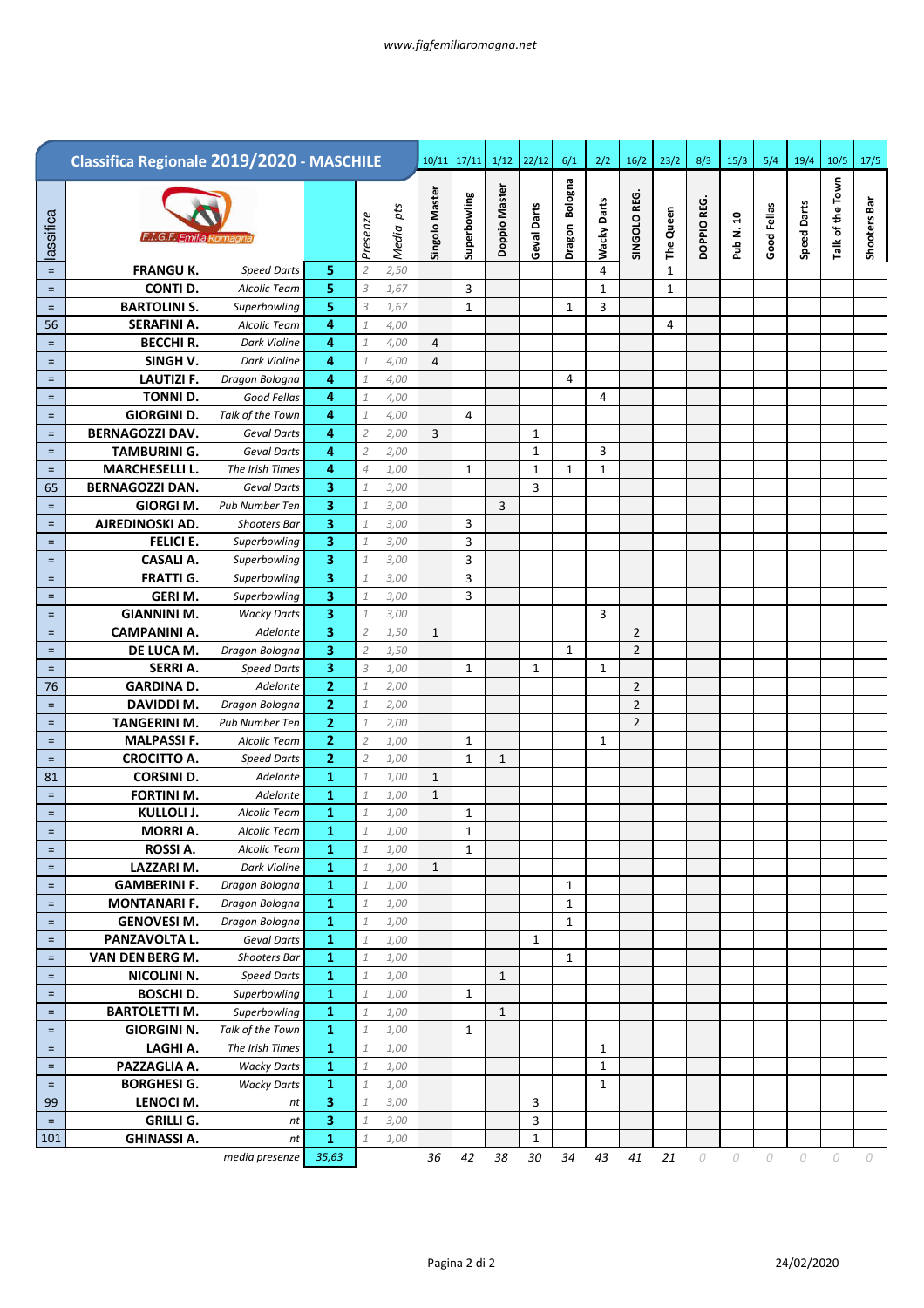*www.figfemiliaromagna.net*

## Classifica Regionale 2019/2020 - MASCHILE

| Classifica | | | | Presenze | Media pts | 10/11 Singolo Master | 17/11 Superbowling | 1/12 Doppio Master | 22/12 Geval Darts | 6/1 Dragon Bologna | 2/2 Wacky Darts | 16/2 SINGOLO REG. | 23/2 The Queen | 8/3 DOPPIO REG. | 15/3 Pub N. 10 | 5/4 Good Fellas | 19/4 Speed Darts | 10/5 Talk of the Town | 17/5 Shooters Bar |
|---|---|---|---|---|---|---|---|---|---|---|---|---|---|---|---|---|---|---|---|
| = | FRANGU K. | Speed Darts | 5 | 2 | 2,50 | | | | | | 4 | | 1 | | | | | | |
| = | CONTI D. | Alcolic Team | 5 | 3 | 1,67 | | 3 | | | | 1 | | 1 | | | | | | |
| = | BARTOLINI S. | Superbowling | 5 | 3 | 1,67 | | 1 | | | 1 | 3 | | | | | | | | |
| 56 | SERAFINI A. | Alcolic Team | 4 | 1 | 4,00 | | | | | | | | 4 | | | | | | |
| = | BECCHI R. | Dark Violine | 4 | 1 | 4,00 | 4 | | | | | | | | | | | | | |
| = | SINGH V. | Dark Violine | 4 | 1 | 4,00 | 4 | | | | | | | | | | | | | |
| = | LAUTIZI F. | Dragon Bologna | 4 | 1 | 4,00 | | | | | 4 | | | | | | | | | |
| = | TONNI D. | Good Fellas | 4 | 1 | 4,00 | | | | | | 4 | | | | | | | | |
| = | GIORGINI D. | Talk of the Town | 4 | 1 | 4,00 | | 4 | | | | | | | | | | | | |
| = | BERNAGOZZI DAV. | Geval Darts | 4 | 2 | 2,00 | 3 | | | 1 | | | | | | | | | | |
| = | TAMBURINI G. | Geval Darts | 4 | 2 | 2,00 | | | | 1 | | 3 | | | | | | | | |
| = | MARCHESELLI L. | The Irish Times | 4 | 4 | 1,00 | | 1 | | 1 | 1 | 1 | | | | | | | | |
| 65 | BERNAGOZZI DAN. | Geval Darts | 3 | 1 | 3,00 | | | | 3 | | | | | | | | | | |
| = | GIORGI M. | Pub Number Ten | 3 | 1 | 3,00 | | | 3 | | | | | | | | | | | |
| = | AJREDINOSKI AD. | Shooters Bar | 3 | 1 | 3,00 | | 3 | | | | | | | | | | | | |
| = | FELICI E. | Superbowling | 3 | 1 | 3,00 | | 3 | | | | | | | | | | | | |
| = | CASALI A. | Superbowling | 3 | 1 | 3,00 | | 3 | | | | | | | | | | | | |
| = | FRATTI G. | Superbowling | 3 | 1 | 3,00 | | 3 | | | | | | | | | | | | |
| = | GERI M. | Superbowling | 3 | 1 | 3,00 | | 3 | | | | | | | | | | | | |
| = | GIANNINI M. | Wacky Darts | 3 | 1 | 3,00 | | | | | | 3 | | | | | | | | |
| = | CAMPANINI A. | Adelante | 3 | 2 | 1,50 | 1 | | | | | | 2 | | | | | | | |
| = | DE LUCA M. | Dragon Bologna | 3 | 2 | 1,50 | | | | | 1 | | 2 | | | | | | | |
| = | SERRI A. | Speed Darts | 3 | 3 | 1,00 | | 1 | | 1 | | 1 | | | | | | | | |
| 76 | GARDINA D. | Adelante | 2 | 1 | 2,00 | | | | | | | 2 | | | | | | | |
| = | DAVIDDI M. | Dragon Bologna | 2 | 1 | 2,00 | | | | | | | 2 | | | | | | | |
| = | TANGERINI M. | Pub Number Ten | 2 | 1 | 2,00 | | | | | | | 2 | | | | | | | |
| = | MALPASSI F. | Alcolic Team | 2 | 2 | 1,00 | | 1 | | | | 1 | | | | | | | | |
| = | CROCITTO A. | Speed Darts | 2 | 2 | 1,00 | | 1 | 1 | | | | | | | | | | | |
| 81 | CORSINI D. | Adelante | 1 | 1 | 1,00 | 1 | | | | | | | | | | | | | |
| = | FORTINI M. | Adelante | 1 | 1 | 1,00 | 1 | | | | | | | | | | | | | |
| = | KULLOLI J. | Alcolic Team | 1 | 1 | 1,00 | | 1 | | | | | | | | | | | | |
| = | MORRI A. | Alcolic Team | 1 | 1 | 1,00 | | 1 | | | | | | | | | | | | |
| = | ROSSI A. | Alcolic Team | 1 | 1 | 1,00 | | 1 | | | | | | | | | | | | |
| = | LAZZARI M. | Dark Violine | 1 | 1 | 1,00 | 1 | | | | | | | | | | | | | |
| = | GAMBERINI F. | Dragon Bologna | 1 | 1 | 1,00 | | | | | 1 | | | | | | | | | |
| = | MONTANARI F. | Dragon Bologna | 1 | 1 | 1,00 | | | | | 1 | | | | | | | | | |
| = | GENOVESI M. | Dragon Bologna | 1 | 1 | 1,00 | | | | | 1 | | | | | | | | | |
| = | PANZAVOLTA L. | Geval Darts | 1 | 1 | 1,00 | | | | 1 | | | | | | | | | | |
| = | VAN DEN BERG M. | Shooters Bar | 1 | 1 | 1,00 | | | | | 1 | | | | | | | | | |
| = | NICOLINI N. | Speed Darts | 1 | 1 | 1,00 | | | 1 | | | | | | | | | | | |
| = | BOSCHI D. | Superbowling | 1 | 1 | 1,00 | | 1 | | | | | | | | | | | | |
| = | BARTOLETTI M. | Superbowling | 1 | 1 | 1,00 | | | 1 | | | | | | | | | | | |
| = | GIORGINI N. | Talk of the Town | 1 | 1 | 1,00 | | 1 | | | | | | | | | | | | |
| = | LAGHI A. | The Irish Times | 1 | 1 | 1,00 | | | | | | 1 | | | | | | | | |
| = | PAZZAGLIA A. | Wacky Darts | 1 | 1 | 1,00 | | | | | | 1 | | | | | | | | |
| = | BORGHESI G. | Wacky Darts | 1 | 1 | 1,00 | | | | | | 1 | | | | | | | | |
| 99 | LENOCI M. | nt | 3 | 1 | 3,00 | | | | 3 | | | | | | | | | | |
| = | GRILLI G. | nt | 3 | 1 | 3,00 | | | | 3 | | | | | | | | | | |
| 101 | GHINASSI A. | nt | 1 | 1 | 1,00 | | | | 1 | | | | | | | | | | |
| | | media presenze | 35,63 | | | 36 | 42 | 38 | 30 | 34 | 43 | 41 | 21 | 0 | 0 | 0 | 0 | 0 | 0 |

24/02/2020